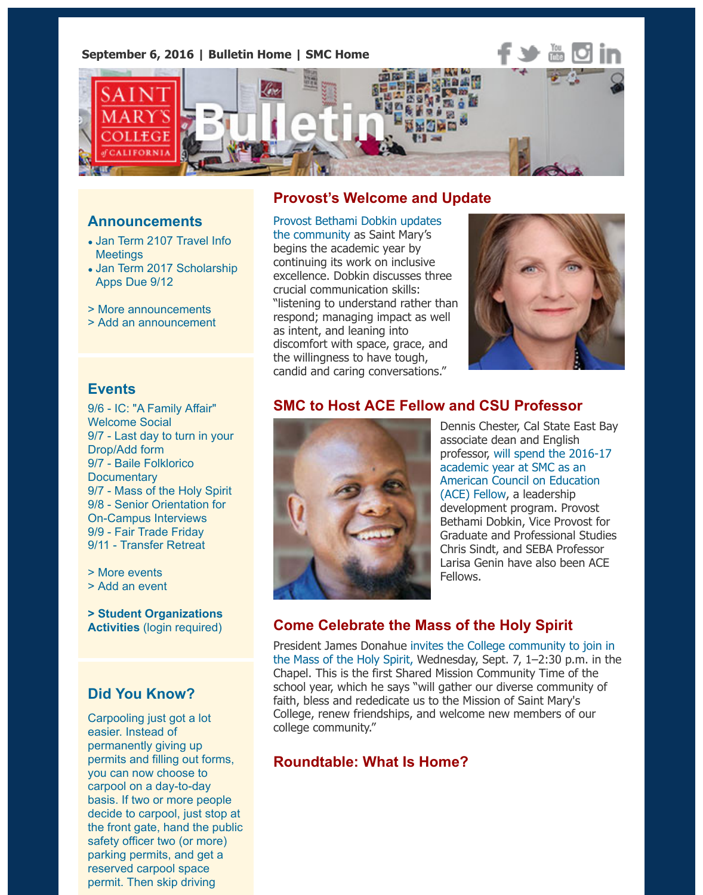September 6, 2016 | Bulletin Home | SMC Home

# Saint Mary's College of California Bulletin

## Announcements

- Jan Term 2107 Travel Info Meetings
- Jan Term 2017 Scholarship Apps Due 9/12

> More announcements
> Add an announcement

## Events

9/6 - IC: "A Family Affair" Welcome Social
9/7 - Last day to turn in your Drop/Add form
9/7 - Baile Folklorico Documentary
9/7 - Mass of the Holy Spirit
9/8 - Senior Orientation for On-Campus Interviews
9/9 - Fair Trade Friday
9/11 - Transfer Retreat

> More events
> Add an event

**> Student Organizations Activities** (login required)

## Did You Know?

Carpooling just got a lot easier. Instead of permanently giving up permits and filling out forms, you can now choose to carpool on a day-to-day basis. If two or more people decide to carpool, just stop at the front gate, hand the public safety officer two (or more) parking permits, and get a reserved carpool space permit. Then skip driving

## Provost's Welcome and Update

Provost Bethami Dobkin updates the community as Saint Mary's begins the academic year by continuing its work on inclusive excellence. Dobkin discusses three crucial communication skills: "listening to understand rather than respond; managing impact as well as intent, and leaning into discomfort with space, grace, and the willingness to have tough, candid and caring conversations."

## SMC to Host ACE Fellow and CSU Professor

Dennis Chester, Cal State East Bay associate dean and English professor, will spend the 2016-17 academic year at SMC as an American Council on Education (ACE) Fellow, a leadership development program. Provost Bethami Dobkin, Vice Provost for Graduate and Professional Studies Chris Sindt, and SEBA Professor Larisa Genin have also been ACE Fellows.

## Come Celebrate the Mass of the Holy Spirit

President James Donahue invites the College community to join in the Mass of the Holy Spirit, Wednesday, Sept. 7, 1–2:30 p.m. in the Chapel. This is the first Shared Mission Community Time of the school year, which he says "will gather our diverse community of faith, bless and rededicate us to the Mission of Saint Mary's College, renew friendships, and welcome new members of our college community."

## Roundtable: What Is Home?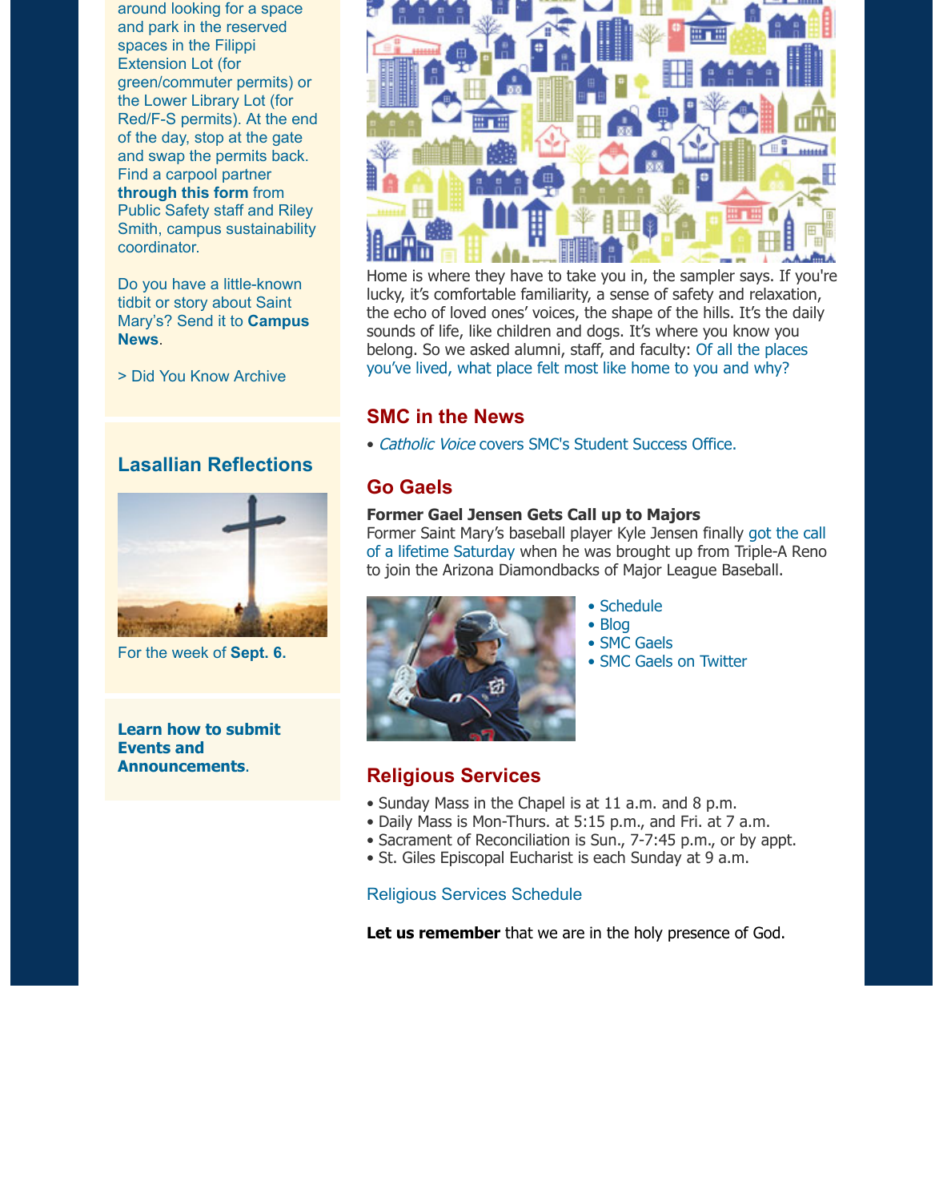around looking for a space and park in the reserved spaces in the Filippi Extension Lot (for green/commuter permits) or the Lower Library Lot (for Red/F-S permits). At the end of the day, stop at the gate and swap the permits back. Find a carpool partner **through this form** from Public Safety staff and Riley Smith, campus sustainability coordinator.

Do you have a little-known tidbit or story about Saint Mary's? Send it to **Campus News**.

> Did You Know Archive

## Lasallian Reflections

For the week of **Sept. 6.**

**Learn how to submit Events and Announcements**.

Home is where they have to take you in, the sampler says. If you're lucky, it's comfortable familiarity, a sense of safety and relaxation, the echo of loved ones' voices, the shape of the hills. It's the daily sounds of life, like children and dogs. It's where you know you belong. So we asked alumni, staff, and faculty: Of all the places you've lived, what place felt most like home to you and why?

## SMC in the News

- *Catholic Voice* covers SMC's Student Success Office.

## Go Gaels

**Former Gael Jensen Gets Call up to Majors**
Former Saint Mary's baseball player Kyle Jensen finally got the call of a lifetime Saturday when he was brought up from Triple-A Reno to join the Arizona Diamondbacks of Major League Baseball.

- Schedule
- Blog
- SMC Gaels
- SMC Gaels on Twitter

## Religious Services

- Sunday Mass in the Chapel is at 11 a.m. and 8 p.m.
- Daily Mass is Mon-Thurs. at 5:15 p.m., and Fri. at 7 a.m.
- Sacrament of Reconciliation is Sun., 7-7:45 p.m., or by appt.
- St. Giles Episcopal Eucharist is each Sunday at 9 a.m.

Religious Services Schedule

**Let us remember** that we are in the holy presence of God.